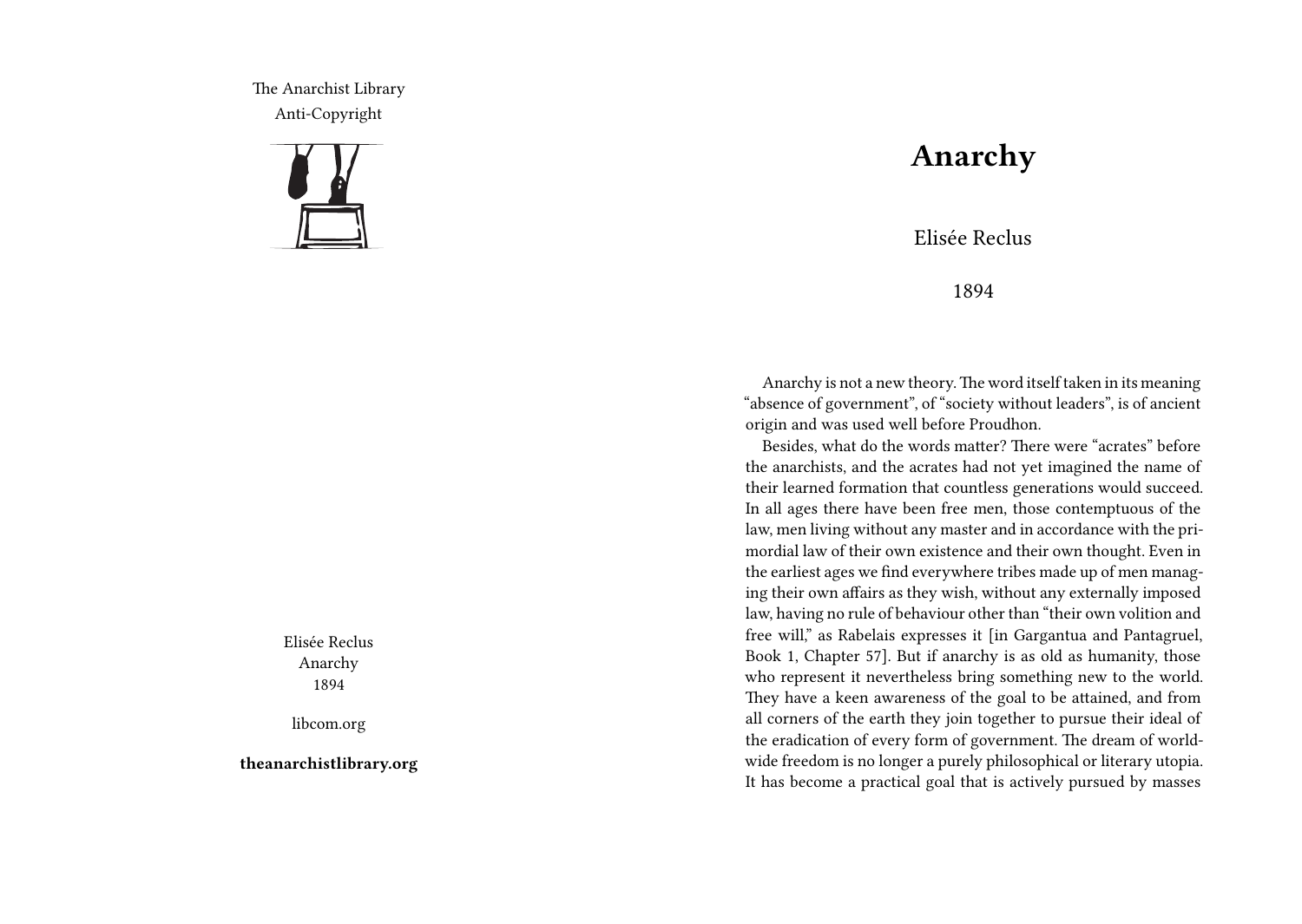The Anarchist Library
Anti-Copyright

Elisée Reclus
Anarchy
1894

libcom.org

**theanarchistlibrary.org**

# Anarchy

Elisée Reclus

1894

Anarchy is not a new theory. The word itself taken in its meaning "absence of government", of "society without leaders", is of ancient origin and was used well before Proudhon.

Besides, what do the words matter? There were "acrates" before the anarchists, and the acrates had not yet imagined the name of their learned formation that countless generations would succeed. In all ages there have been free men, those contemptuous of the law, men living without any master and in accordance with the primordial law of their own existence and their own thought. Even in the earliest ages we find everywhere tribes made up of men managing their own affairs as they wish, without any externally imposed law, having no rule of behaviour other than "their own volition and free will," as Rabelais expresses it [in Gargantua and Pantagruel, Book 1, Chapter 57]. But if anarchy is as old as humanity, those who represent it nevertheless bring something new to the world. They have a keen awareness of the goal to be attained, and from all corners of the earth they join together to pursue their ideal of the eradication of every form of government. The dream of worldwide freedom is no longer a purely philosophical or literary utopia. It has become a practical goal that is actively pursued by masses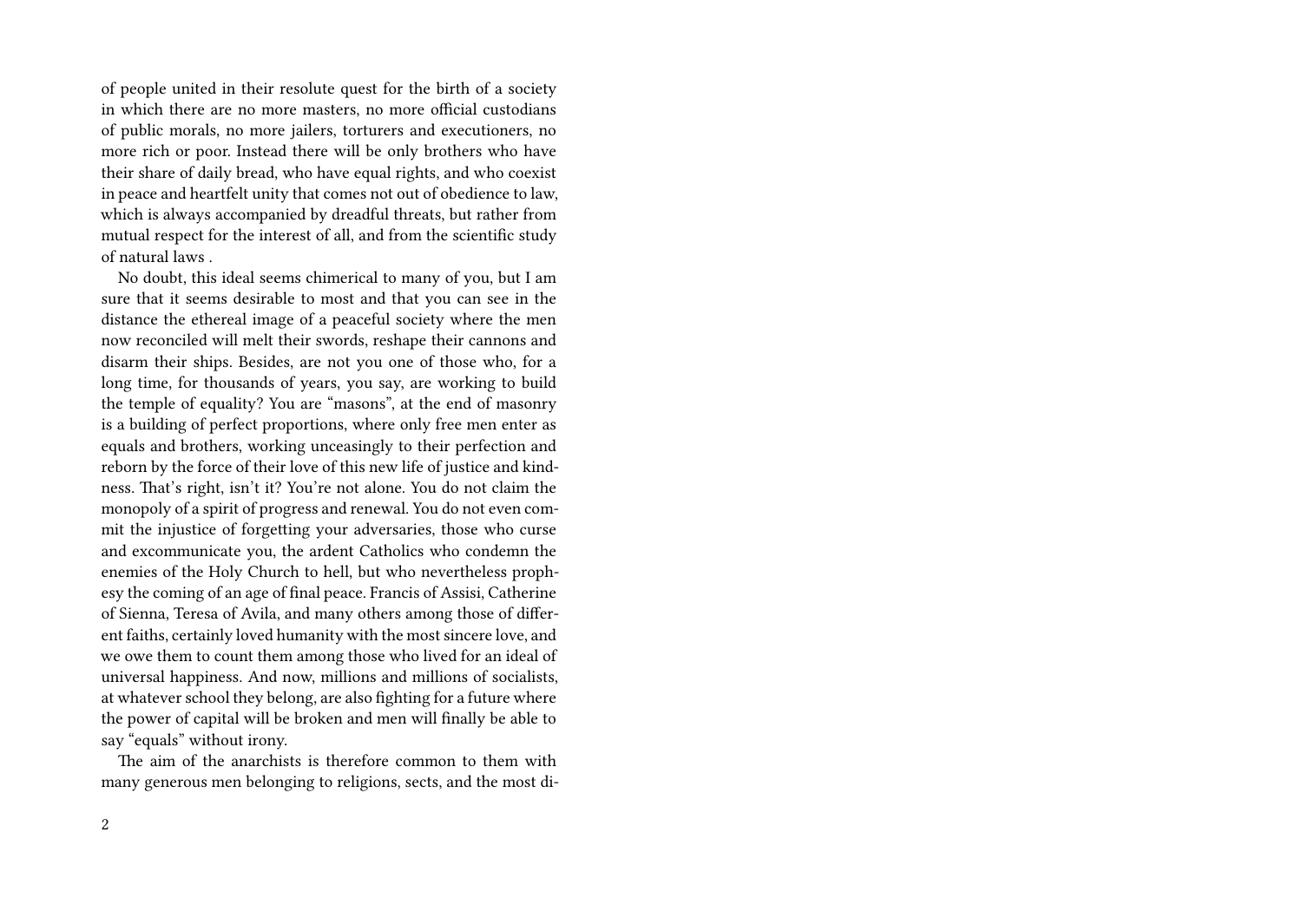of people united in their resolute quest for the birth of a society in which there are no more masters, no more official custodians of public morals, no more jailers, torturers and executioners, no more rich or poor. Instead there will be only brothers who have their share of daily bread, who have equal rights, and who coexist in peace and heartfelt unity that comes not out of obedience to law, which is always accompanied by dreadful threats, but rather from mutual respect for the interest of all, and from the scientific study of natural laws .

No doubt, this ideal seems chimerical to many of you, but I am sure that it seems desirable to most and that you can see in the distance the ethereal image of a peaceful society where the men now reconciled will melt their swords, reshape their cannons and disarm their ships. Besides, are not you one of those who, for a long time, for thousands of years, you say, are working to build the temple of equality? You are "masons", at the end of masonry is a building of perfect proportions, where only free men enter as equals and brothers, working unceasingly to their perfection and reborn by the force of their love of this new life of justice and kindness. That's right, isn't it? You're not alone. You do not claim the monopoly of a spirit of progress and renewal. You do not even commit the injustice of forgetting your adversaries, those who curse and excommunicate you, the ardent Catholics who condemn the enemies of the Holy Church to hell, but who nevertheless prophesy the coming of an age of final peace. Francis of Assisi, Catherine of Sienna, Teresa of Avila, and many others among those of different faiths, certainly loved humanity with the most sincere love, and we owe them to count them among those who lived for an ideal of universal happiness. And now, millions and millions of socialists, at whatever school they belong, are also fighting for a future where the power of capital will be broken and men will finally be able to say "equals" without irony.

The aim of the anarchists is therefore common to them with many generous men belonging to religions, sects, and the most di-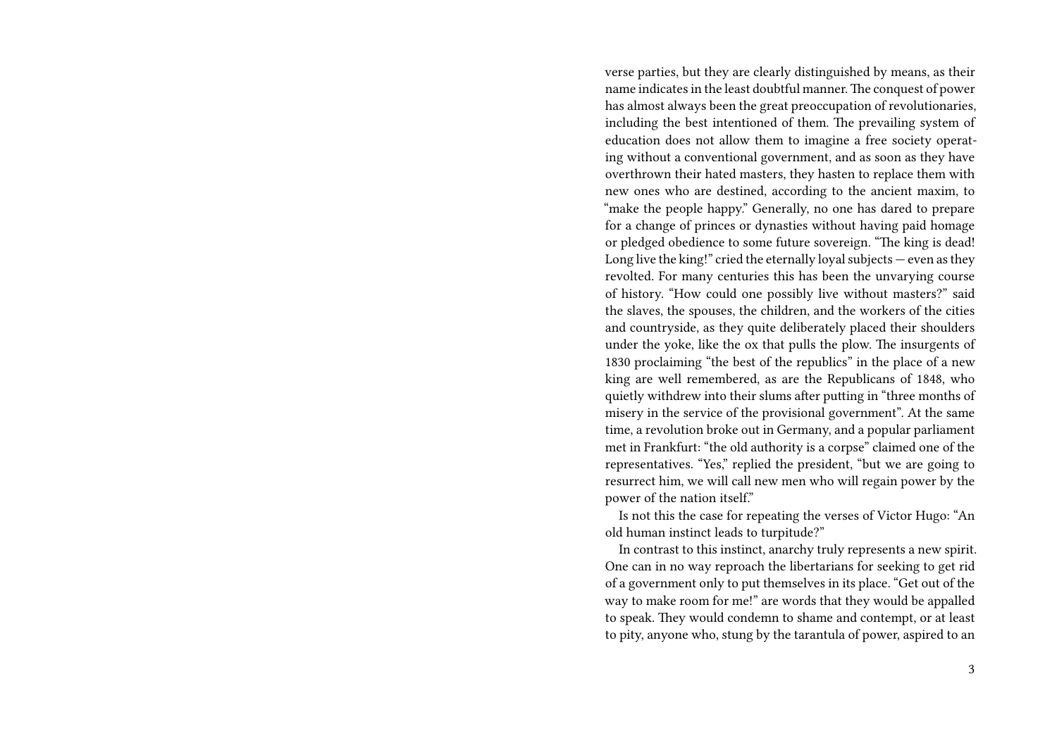verse parties, but they are clearly distinguished by means, as their name indicates in the least doubtful manner. The conquest of power has almost always been the great preoccupation of revolutionaries, including the best intentioned of them. The prevailing system of education does not allow them to imagine a free society operating without a conventional government, and as soon as they have overthrown their hated masters, they hasten to replace them with new ones who are destined, according to the ancient maxim, to "make the people happy." Generally, no one has dared to prepare for a change of princes or dynasties without having paid homage or pledged obedience to some future sovereign. "The king is dead! Long live the king!" cried the eternally loyal subjects — even as they revolted. For many centuries this has been the unvarying course of history. "How could one possibly live without masters?" said the slaves, the spouses, the children, and the workers of the cities and countryside, as they quite deliberately placed their shoulders under the yoke, like the ox that pulls the plow. The insurgents of 1830 proclaiming "the best of the republics" in the place of a new king are well remembered, as are the Republicans of 1848, who quietly withdrew into their slums after putting in "three months of misery in the service of the provisional government". At the same time, a revolution broke out in Germany, and a popular parliament met in Frankfurt: "the old authority is a corpse" claimed one of the representatives. "Yes," replied the president, "but we are going to resurrect him, we will call new men who will regain power by the power of the nation itself."

Is not this the case for repeating the verses of Victor Hugo: "An old human instinct leads to turpitude?"

In contrast to this instinct, anarchy truly represents a new spirit. One can in no way reproach the libertarians for seeking to get rid of a government only to put themselves in its place. "Get out of the way to make room for me!" are words that they would be appalled to speak. They would condemn to shame and contempt, or at least to pity, anyone who, stung by the tarantula of power, aspired to an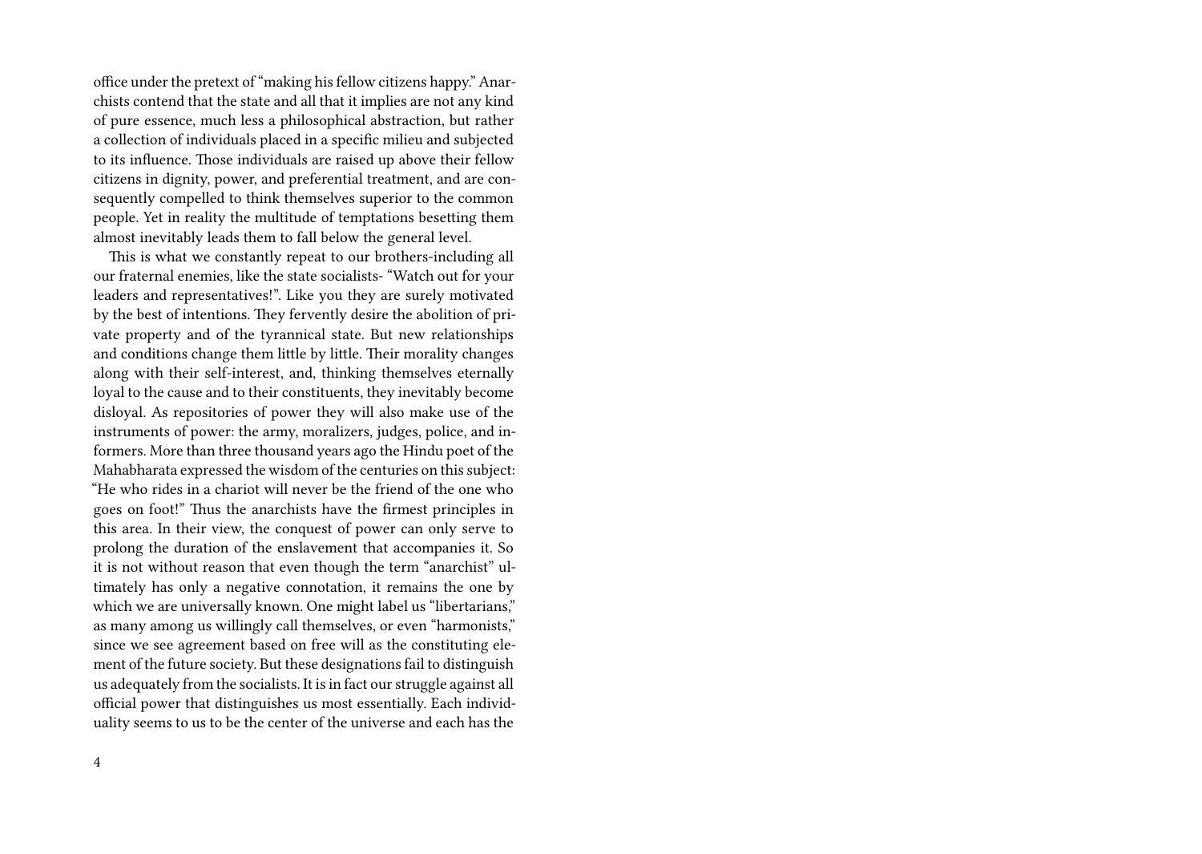office under the pretext of "making his fellow citizens happy." Anarchists contend that the state and all that it implies are not any kind of pure essence, much less a philosophical abstraction, but rather a collection of individuals placed in a specific milieu and subjected to its influence. Those individuals are raised up above their fellow citizens in dignity, power, and preferential treatment, and are consequently compelled to think themselves superior to the common people. Yet in reality the multitude of temptations besetting them almost inevitably leads them to fall below the general level.

This is what we constantly repeat to our brothers-including all our fraternal enemies, like the state socialists- "Watch out for your leaders and representatives!". Like you they are surely motivated by the best of intentions. They fervently desire the abolition of private property and of the tyrannical state. But new relationships and conditions change them little by little. Their morality changes along with their self-interest, and, thinking themselves eternally loyal to the cause and to their constituents, they inevitably become disloyal. As repositories of power they will also make use of the instruments of power: the army, moralizers, judges, police, and informers. More than three thousand years ago the Hindu poet of the Mahabharata expressed the wisdom of the centuries on this subject: "He who rides in a chariot will never be the friend of the one who goes on foot!" Thus the anarchists have the firmest principles in this area. In their view, the conquest of power can only serve to prolong the duration of the enslavement that accompanies it. So it is not without reason that even though the term "anarchist" ultimately has only a negative connotation, it remains the one by which we are universally known. One might label us "libertarians," as many among us willingly call themselves, or even "harmonists," since we see agreement based on free will as the constituting element of the future society. But these designations fail to distinguish us adequately from the socialists. It is in fact our struggle against all official power that distinguishes us most essentially. Each individuality seems to us to be the center of the universe and each has the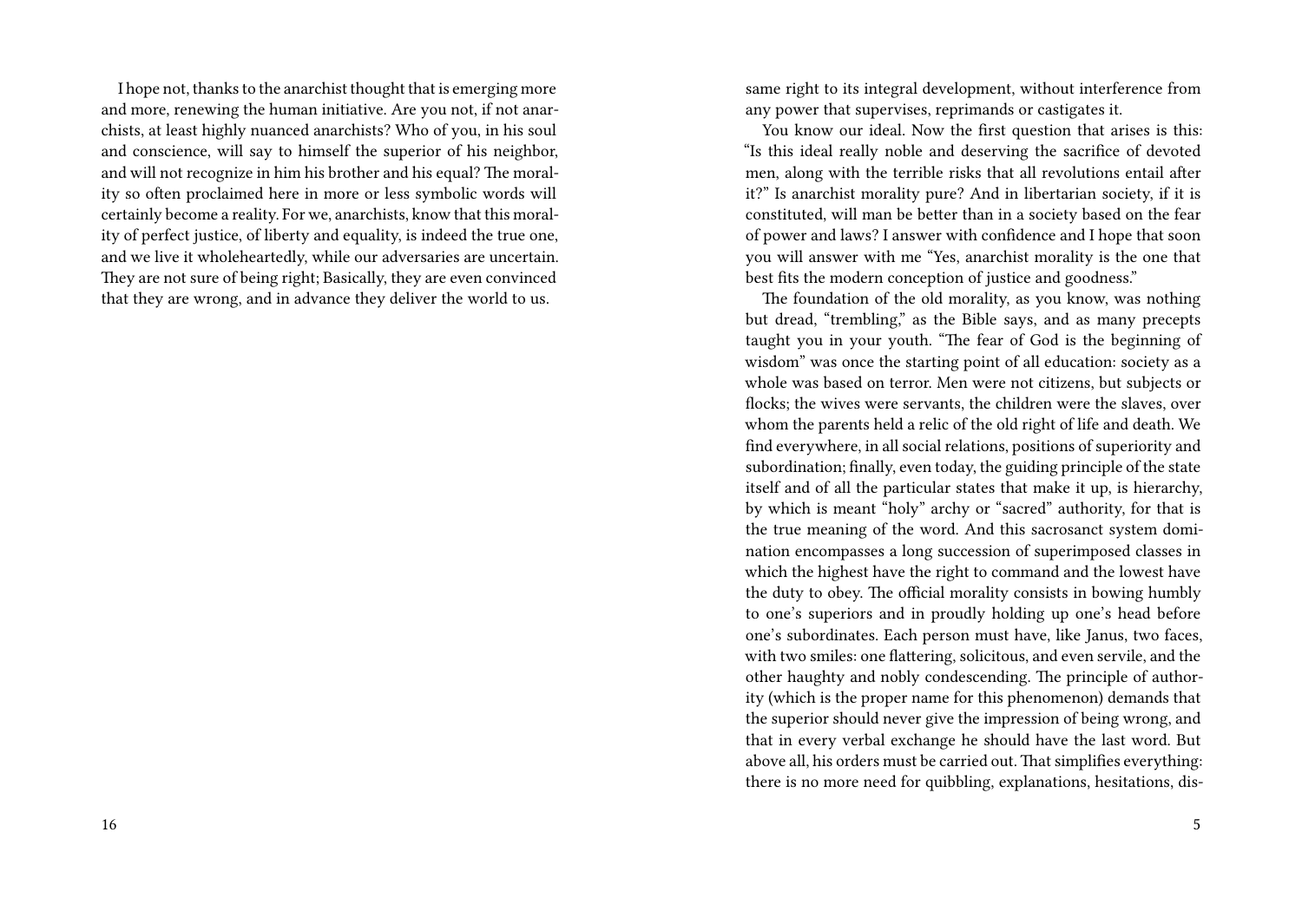I hope not, thanks to the anarchist thought that is emerging more and more, renewing the human initiative. Are you not, if not anarchists, at least highly nuanced anarchists? Who of you, in his soul and conscience, will say to himself the superior of his neighbor, and will not recognize in him his brother and his equal? The morality so often proclaimed here in more or less symbolic words will certainly become a reality. For we, anarchists, know that this morality of perfect justice, of liberty and equality, is indeed the true one, and we live it wholeheartedly, while our adversaries are uncertain. They are not sure of being right; Basically, they are even convinced that they are wrong, and in advance they deliver the world to us.

same right to its integral development, without interference from any power that supervises, reprimands or castigates it.

You know our ideal. Now the first question that arises is this: "Is this ideal really noble and deserving the sacrifice of devoted men, along with the terrible risks that all revolutions entail after it?" Is anarchist morality pure? And in libertarian society, if it is constituted, will man be better than in a society based on the fear of power and laws? I answer with confidence and I hope that soon you will answer with me "Yes, anarchist morality is the one that best fits the modern conception of justice and goodness."

The foundation of the old morality, as you know, was nothing but dread, "trembling," as the Bible says, and as many precepts taught you in your youth. "The fear of God is the beginning of wisdom" was once the starting point of all education: society as a whole was based on terror. Men were not citizens, but subjects or flocks; the wives were servants, the children were the slaves, over whom the parents held a relic of the old right of life and death. We find everywhere, in all social relations, positions of superiority and subordination; finally, even today, the guiding principle of the state itself and of all the particular states that make it up, is hierarchy, by which is meant "holy" archy or "sacred" authority, for that is the true meaning of the word. And this sacrosanct system domination encompasses a long succession of superimposed classes in which the highest have the right to command and the lowest have the duty to obey. The official morality consists in bowing humbly to one's superiors and in proudly holding up one's head before one's subordinates. Each person must have, like Janus, two faces, with two smiles: one flattering, solicitous, and even servile, and the other haughty and nobly condescending. The principle of authority (which is the proper name for this phenomenon) demands that the superior should never give the impression of being wrong, and that in every verbal exchange he should have the last word. But above all, his orders must be carried out. That simplifies everything: there is no more need for quibbling, explanations, hesitations, dis-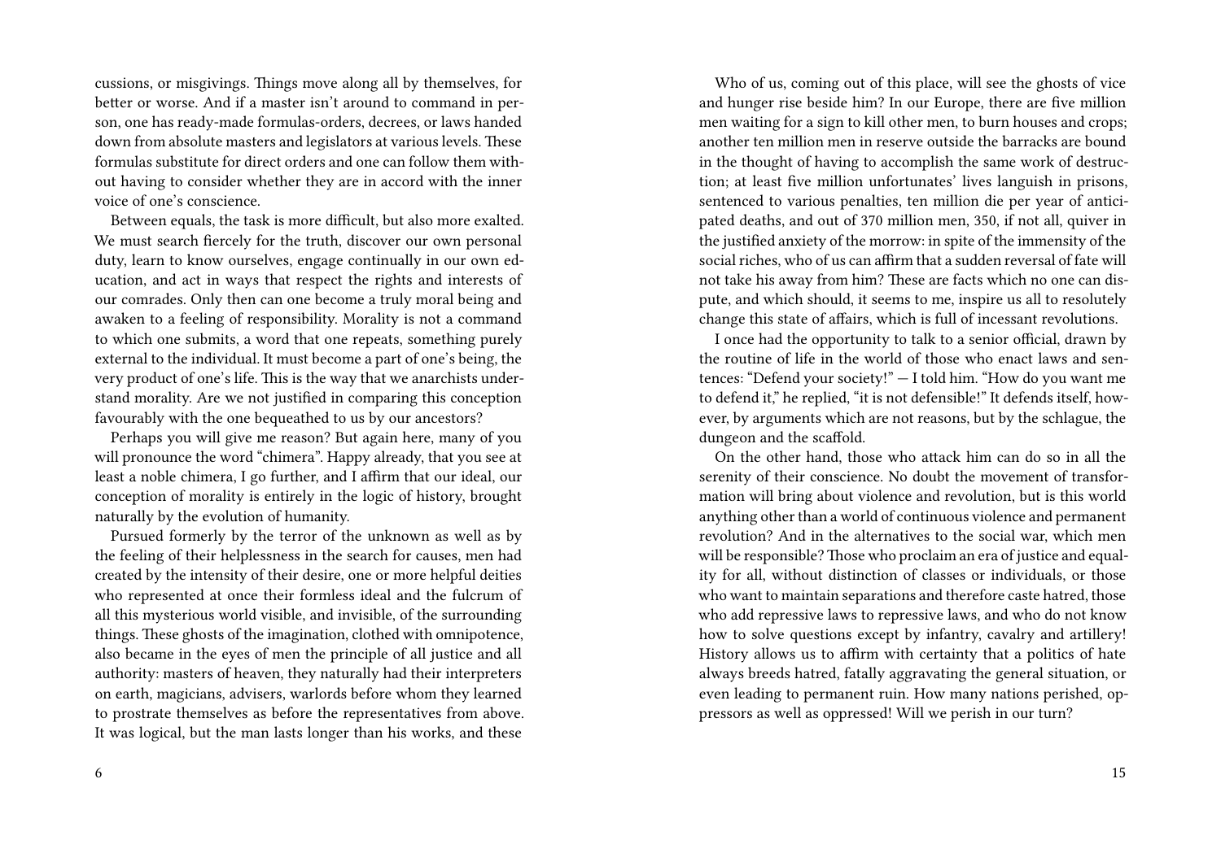cussions, or misgivings. Things move along all by themselves, for better or worse. And if a master isn't around to command in person, one has ready-made formulas-orders, decrees, or laws handed down from absolute masters and legislators at various levels. These formulas substitute for direct orders and one can follow them without having to consider whether they are in accord with the inner voice of one's conscience.

Between equals, the task is more difficult, but also more exalted. We must search fiercely for the truth, discover our own personal duty, learn to know ourselves, engage continually in our own education, and act in ways that respect the rights and interests of our comrades. Only then can one become a truly moral being and awaken to a feeling of responsibility. Morality is not a command to which one submits, a word that one repeats, something purely external to the individual. It must become a part of one's being, the very product of one's life. This is the way that we anarchists understand morality. Are we not justified in comparing this conception favourably with the one bequeathed to us by our ancestors?

Perhaps you will give me reason? But again here, many of you will pronounce the word "chimera". Happy already, that you see at least a noble chimera, I go further, and I affirm that our ideal, our conception of morality is entirely in the logic of history, brought naturally by the evolution of humanity.

Pursued formerly by the terror of the unknown as well as by the feeling of their helplessness in the search for causes, men had created by the intensity of their desire, one or more helpful deities who represented at once their formless ideal and the fulcrum of all this mysterious world visible, and invisible, of the surrounding things. These ghosts of the imagination, clothed with omnipotence, also became in the eyes of men the principle of all justice and all authority: masters of heaven, they naturally had their interpreters on earth, magicians, advisers, warlords before whom they learned to prostrate themselves as before the representatives from above. It was logical, but the man lasts longer than his works, and these

Who of us, coming out of this place, will see the ghosts of vice and hunger rise beside him? In our Europe, there are five million men waiting for a sign to kill other men, to burn houses and crops; another ten million men in reserve outside the barracks are bound in the thought of having to accomplish the same work of destruction; at least five million unfortunates' lives languish in prisons, sentenced to various penalties, ten million die per year of anticipated deaths, and out of 370 million men, 350, if not all, quiver in the justified anxiety of the morrow: in spite of the immensity of the social riches, who of us can affirm that a sudden reversal of fate will not take his away from him? These are facts which no one can dispute, and which should, it seems to me, inspire us all to resolutely change this state of affairs, which is full of incessant revolutions.

I once had the opportunity to talk to a senior official, drawn by the routine of life in the world of those who enact laws and sentences: "Defend your society!" — I told him. "How do you want me to defend it," he replied, "it is not defensible!" It defends itself, however, by arguments which are not reasons, but by the schlague, the dungeon and the scaffold.

On the other hand, those who attack him can do so in all the serenity of their conscience. No doubt the movement of transformation will bring about violence and revolution, but is this world anything other than a world of continuous violence and permanent revolution? And in the alternatives to the social war, which men will be responsible? Those who proclaim an era of justice and equality for all, without distinction of classes or individuals, or those who want to maintain separations and therefore caste hatred, those who add repressive laws to repressive laws, and who do not know how to solve questions except by infantry, cavalry and artillery! History allows us to affirm with certainty that a politics of hate always breeds hatred, fatally aggravating the general situation, or even leading to permanent ruin. How many nations perished, oppressors as well as oppressed! Will we perish in our turn?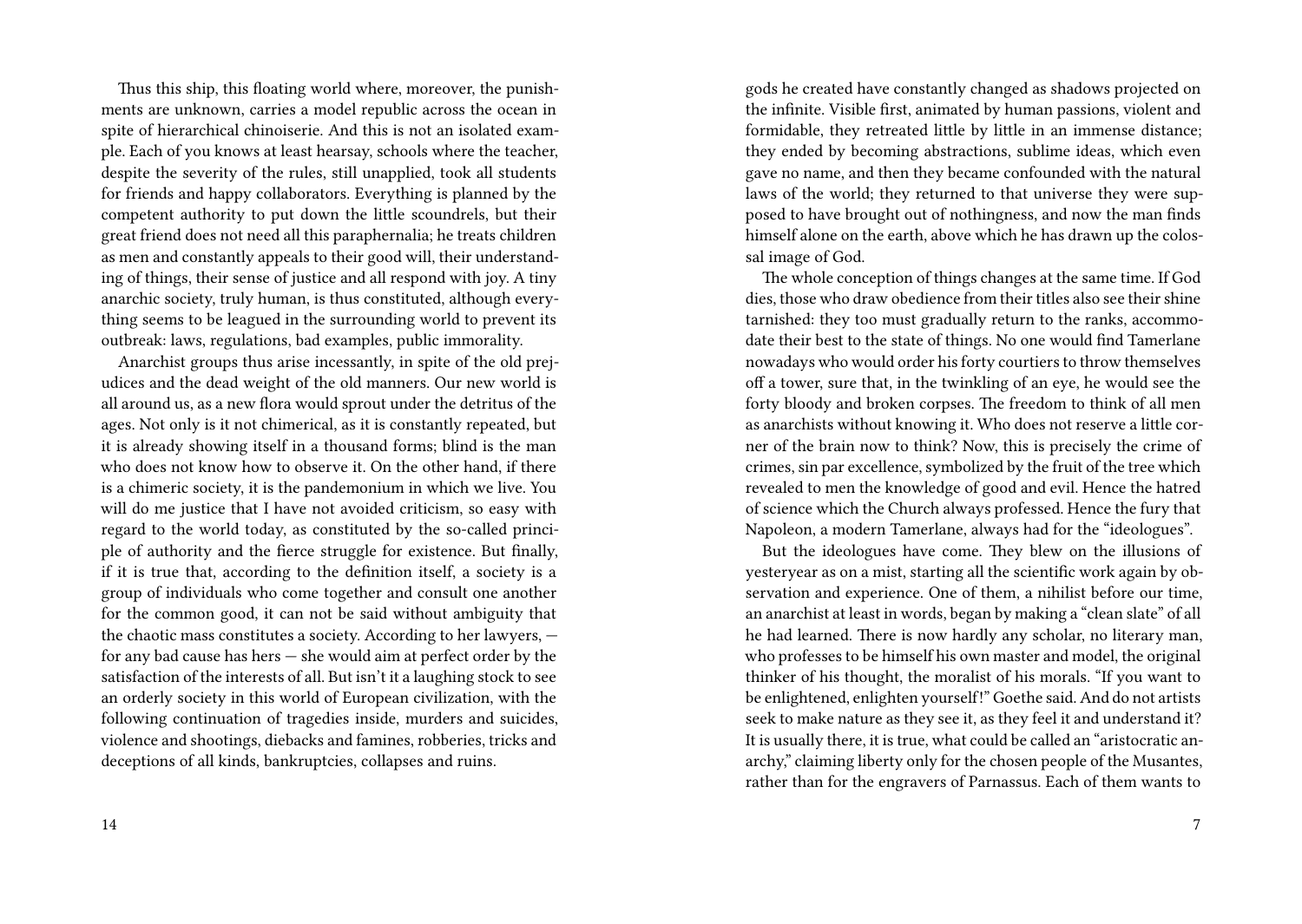Thus this ship, this floating world where, moreover, the punishments are unknown, carries a model republic across the ocean in spite of hierarchical chinoiserie. And this is not an isolated example. Each of you knows at least hearsay, schools where the teacher, despite the severity of the rules, still unapplied, took all students for friends and happy collaborators. Everything is planned by the competent authority to put down the little scoundrels, but their great friend does not need all this paraphernalia; he treats children as men and constantly appeals to their good will, their understanding of things, their sense of justice and all respond with joy. A tiny anarchic society, truly human, is thus constituted, although everything seems to be leagued in the surrounding world to prevent its outbreak: laws, regulations, bad examples, public immorality.

Anarchist groups thus arise incessantly, in spite of the old prejudices and the dead weight of the old manners. Our new world is all around us, as a new flora would sprout under the detritus of the ages. Not only is it not chimerical, as it is constantly repeated, but it is already showing itself in a thousand forms; blind is the man who does not know how to observe it. On the other hand, if there is a chimeric society, it is the pandemonium in which we live. You will do me justice that I have not avoided criticism, so easy with regard to the world today, as constituted by the so-called principle of authority and the fierce struggle for existence. But finally, if it is true that, according to the definition itself, a society is a group of individuals who come together and consult one another for the common good, it can not be said without ambiguity that the chaotic mass constitutes a society. According to her lawyers, — for any bad cause has hers — she would aim at perfect order by the satisfaction of the interests of all. But isn't it a laughing stock to see an orderly society in this world of European civilization, with the following continuation of tragedies inside, murders and suicides, violence and shootings, diebacks and famines, robberies, tricks and deceptions of all kinds, bankruptcies, collapses and ruins.

gods he created have constantly changed as shadows projected on the infinite. Visible first, animated by human passions, violent and formidable, they retreated little by little in an immense distance; they ended by becoming abstractions, sublime ideas, which even gave no name, and then they became confounded with the natural laws of the world; they returned to that universe they were supposed to have brought out of nothingness, and now the man finds himself alone on the earth, above which he has drawn up the colossal image of God.

The whole conception of things changes at the same time. If God dies, those who draw obedience from their titles also see their shine tarnished: they too must gradually return to the ranks, accommodate their best to the state of things. No one would find Tamerlane nowadays who would order his forty courtiers to throw themselves off a tower, sure that, in the twinkling of an eye, he would see the forty bloody and broken corpses. The freedom to think of all men as anarchists without knowing it. Who does not reserve a little corner of the brain now to think? Now, this is precisely the crime of crimes, sin par excellence, symbolized by the fruit of the tree which revealed to men the knowledge of good and evil. Hence the hatred of science which the Church always professed. Hence the fury that Napoleon, a modern Tamerlane, always had for the "ideologues".

But the ideologues have come. They blew on the illusions of yesteryear as on a mist, starting all the scientific work again by observation and experience. One of them, a nihilist before our time, an anarchist at least in words, began by making a "clean slate" of all he had learned. There is now hardly any scholar, no literary man, who professes to be himself his own master and model, the original thinker of his thought, the moralist of his morals. "If you want to be enlightened, enlighten yourself!" Goethe said. And do not artists seek to make nature as they see it, as they feel it and understand it? It is usually there, it is true, what could be called an "aristocratic anarchy," claiming liberty only for the chosen people of the Musantes, rather than for the engravers of Parnassus. Each of them wants to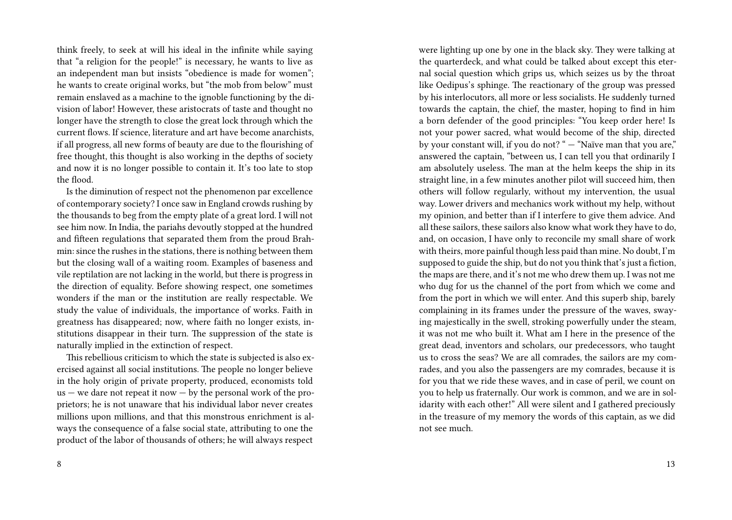think freely, to seek at will his ideal in the infinite while saying that "a religion for the people!" is necessary, he wants to live as an independent man but insists "obedience is made for women"; he wants to create original works, but "the mob from below" must remain enslaved as a machine to the ignoble functioning by the division of labor! However, these aristocrats of taste and thought no longer have the strength to close the great lock through which the current flows. If science, literature and art have become anarchists, if all progress, all new forms of beauty are due to the flourishing of free thought, this thought is also working in the depths of society and now it is no longer possible to contain it. It's too late to stop the flood.

Is the diminution of respect not the phenomenon par excellence of contemporary society? I once saw in England crowds rushing by the thousands to beg from the empty plate of a great lord. I will not see him now. In India, the pariahs devoutly stopped at the hundred and fifteen regulations that separated them from the proud Brahmin: since the rushes in the stations, there is nothing between them but the closing wall of a waiting room. Examples of baseness and vile reptilation are not lacking in the world, but there is progress in the direction of equality. Before showing respect, one sometimes wonders if the man or the institution are really respectable. We study the value of individuals, the importance of works. Faith in greatness has disappeared; now, where faith no longer exists, institutions disappear in their turn. The suppression of the state is naturally implied in the extinction of respect.

This rebellious criticism to which the state is subjected is also exercised against all social institutions. The people no longer believe in the holy origin of private property, produced, economists told us — we dare not repeat it now — by the personal work of the proprietors; he is not unaware that his individual labor never creates millions upon millions, and that this monstrous enrichment is always the consequence of a false social state, attributing to one the product of the labor of thousands of others; he will always respect

were lighting up one by one in the black sky. They were talking at the quarterdeck, and what could be talked about except this eternal social question which grips us, which seizes us by the throat like Oedipus's sphinge. The reactionary of the group was pressed by his interlocutors, all more or less socialists. He suddenly turned towards the captain, the chief, the master, hoping to find in him a born defender of the good principles: "You keep order here! Is not your power sacred, what would become of the ship, directed by your constant will, if you do not? " — "Naïve man that you are," answered the captain, "between us, I can tell you that ordinarily I am absolutely useless. The man at the helm keeps the ship in its straight line, in a few minutes another pilot will succeed him, then others will follow regularly, without my intervention, the usual way. Lower drivers and mechanics work without my help, without my opinion, and better than if I interfere to give them advice. And all these sailors, these sailors also know what work they have to do, and, on occasion, I have only to reconcile my small share of work with theirs, more painful though less paid than mine. No doubt, I'm supposed to guide the ship, but do not you think that's just a fiction, the maps are there, and it's not me who drew them up. I was not me who dug for us the channel of the port from which we come and from the port in which we will enter. And this superb ship, barely complaining in its frames under the pressure of the waves, swaying majestically in the swell, stroking powerfully under the steam, it was not me who built it. What am I here in the presence of the great dead, inventors and scholars, our predecessors, who taught us to cross the seas? We are all comrades, the sailors are my comrades, and you also the passengers are my comrades, because it is for you that we ride these waves, and in case of peril, we count on you to help us fraternally. Our work is common, and we are in solidarity with each other!" All were silent and I gathered preciously in the treasure of my memory the words of this captain, as we did not see much.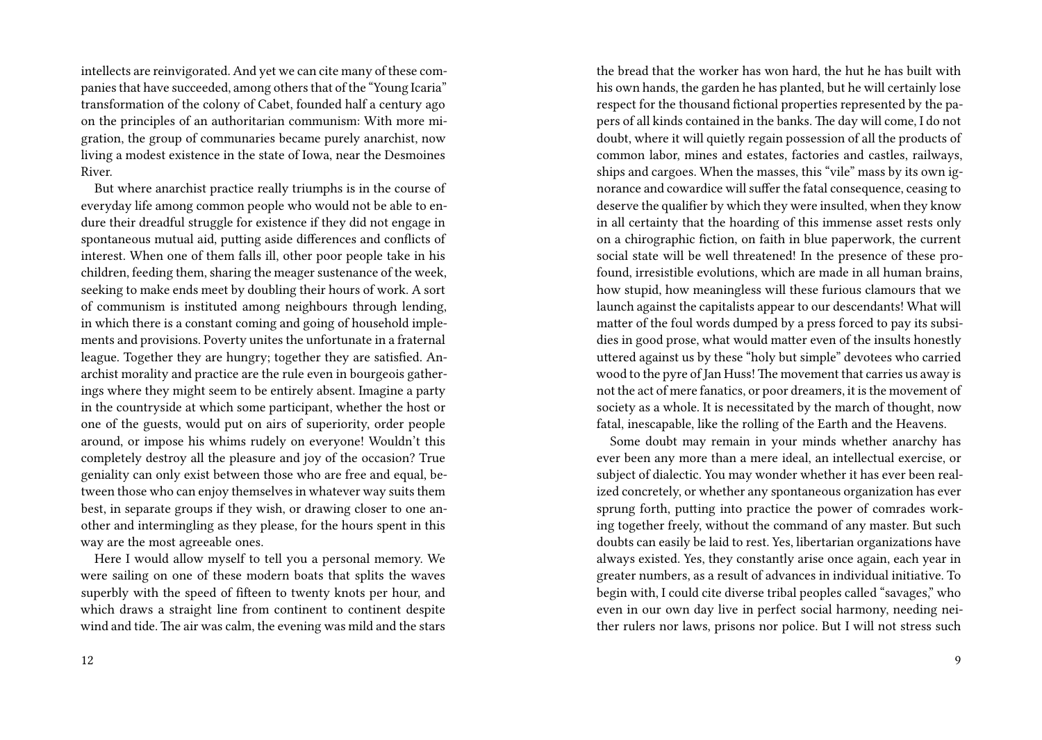intellects are reinvigorated. And yet we can cite many of these companies that have succeeded, among others that of the "Young Icaria" transformation of the colony of Cabet, founded half a century ago on the principles of an authoritarian communism: With more migration, the group of communaries became purely anarchist, now living a modest existence in the state of Iowa, near the Desmoines River.

But where anarchist practice really triumphs is in the course of everyday life among common people who would not be able to endure their dreadful struggle for existence if they did not engage in spontaneous mutual aid, putting aside differences and conflicts of interest. When one of them falls ill, other poor people take in his children, feeding them, sharing the meager sustenance of the week, seeking to make ends meet by doubling their hours of work. A sort of communism is instituted among neighbours through lending, in which there is a constant coming and going of household implements and provisions. Poverty unites the unfortunate in a fraternal league. Together they are hungry; together they are satisfied. Anarchist morality and practice are the rule even in bourgeois gatherings where they might seem to be entirely absent. Imagine a party in the countryside at which some participant, whether the host or one of the guests, would put on airs of superiority, order people around, or impose his whims rudely on everyone! Wouldn't this completely destroy all the pleasure and joy of the occasion? True geniality can only exist between those who are free and equal, between those who can enjoy themselves in whatever way suits them best, in separate groups if they wish, or drawing closer to one another and intermingling as they please, for the hours spent in this way are the most agreeable ones.

Here I would allow myself to tell you a personal memory. We were sailing on one of these modern boats that splits the waves superbly with the speed of fifteen to twenty knots per hour, and which draws a straight line from continent to continent despite wind and tide. The air was calm, the evening was mild and the stars

the bread that the worker has won hard, the hut he has built with his own hands, the garden he has planted, but he will certainly lose respect for the thousand fictional properties represented by the papers of all kinds contained in the banks. The day will come, I do not doubt, where it will quietly regain possession of all the products of common labor, mines and estates, factories and castles, railways, ships and cargoes. When the masses, this "vile" mass by its own ignorance and cowardice will suffer the fatal consequence, ceasing to deserve the qualifier by which they were insulted, when they know in all certainty that the hoarding of this immense asset rests only on a chirographic fiction, on faith in blue paperwork, the current social state will be well threatened! In the presence of these profound, irresistible evolutions, which are made in all human brains, how stupid, how meaningless will these furious clamours that we launch against the capitalists appear to our descendants! What will matter of the foul words dumped by a press forced to pay its subsidies in good prose, what would matter even of the insults honestly uttered against us by these "holy but simple" devotees who carried wood to the pyre of Jan Huss! The movement that carries us away is not the act of mere fanatics, or poor dreamers, it is the movement of society as a whole. It is necessitated by the march of thought, now fatal, inescapable, like the rolling of the Earth and the Heavens.

Some doubt may remain in your minds whether anarchy has ever been any more than a mere ideal, an intellectual exercise, or subject of dialectic. You may wonder whether it has ever been realized concretely, or whether any spontaneous organization has ever sprung forth, putting into practice the power of comrades working together freely, without the command of any master. But such doubts can easily be laid to rest. Yes, libertarian organizations have always existed. Yes, they constantly arise once again, each year in greater numbers, as a result of advances in individual initiative. To begin with, I could cite diverse tribal peoples called "savages," who even in our own day live in perfect social harmony, needing neither rulers nor laws, prisons nor police. But I will not stress such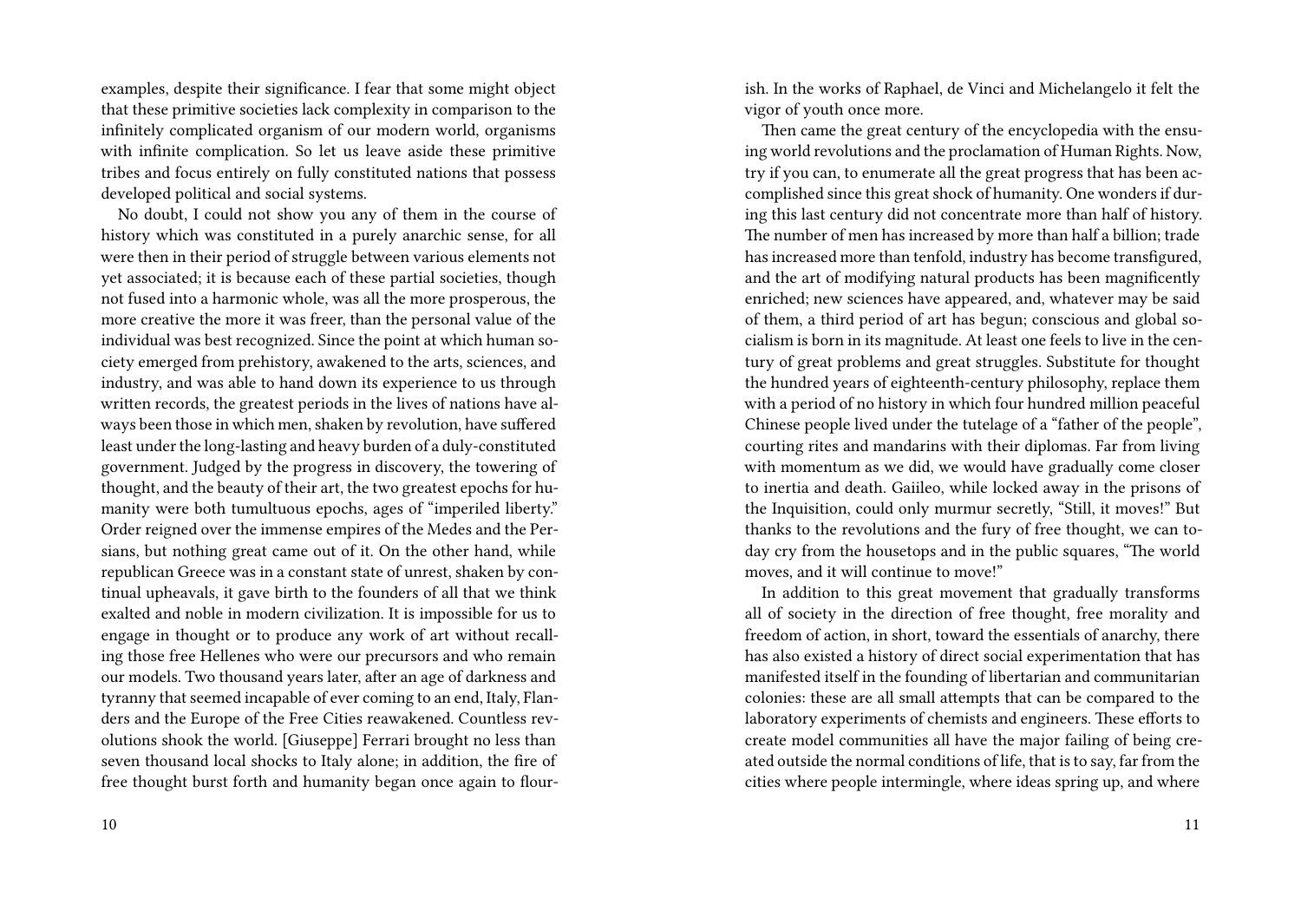examples, despite their significance. I fear that some might object that these primitive societies lack complexity in comparison to the infinitely complicated organism of our modern world, organisms with infinite complication. So let us leave aside these primitive tribes and focus entirely on fully constituted nations that possess developed political and social systems.

No doubt, I could not show you any of them in the course of history which was constituted in a purely anarchic sense, for all were then in their period of struggle between various elements not yet associated; it is because each of these partial societies, though not fused into a harmonic whole, was all the more prosperous, the more creative the more it was freer, than the personal value of the individual was best recognized. Since the point at which human society emerged from prehistory, awakened to the arts, sciences, and industry, and was able to hand down its experience to us through written records, the greatest periods in the lives of nations have always been those in which men, shaken by revolution, have suffered least under the long-lasting and heavy burden of a duly-constituted government. Judged by the progress in discovery, the towering of thought, and the beauty of their art, the two greatest epochs for humanity were both tumultuous epochs, ages of "imperiled liberty." Order reigned over the immense empires of the Medes and the Persians, but nothing great came out of it. On the other hand, while republican Greece was in a constant state of unrest, shaken by continual upheavals, it gave birth to the founders of all that we think exalted and noble in modern civilization. It is impossible for us to engage in thought or to produce any work of art without recalling those free Hellenes who were our precursors and who remain our models. Two thousand years later, after an age of darkness and tyranny that seemed incapable of ever coming to an end, Italy, Flanders and the Europe of the Free Cities reawakened. Countless revolutions shook the world. [Giuseppe] Ferrari brought no less than seven thousand local shocks to Italy alone; in addition, the fire of free thought burst forth and humanity began once again to flourish. In the works of Raphael, de Vinci and Michelangelo it felt the vigor of youth once more.

Then came the great century of the encyclopedia with the ensuing world revolutions and the proclamation of Human Rights. Now, try if you can, to enumerate all the great progress that has been accomplished since this great shock of humanity. One wonders if during this last century did not concentrate more than half of history. The number of men has increased by more than half a billion; trade has increased more than tenfold, industry has become transfigured, and the art of modifying natural products has been magnificently enriched; new sciences have appeared, and, whatever may be said of them, a third period of art has begun; conscious and global socialism is born in its magnitude. At least one feels to live in the century of great problems and great struggles. Substitute for thought the hundred years of eighteenth-century philosophy, replace them with a period of no history in which four hundred million peaceful Chinese people lived under the tutelage of a "father of the people", courting rites and mandarins with their diplomas. Far from living with momentum as we did, we would have gradually come closer to inertia and death. Gaiileo, while locked away in the prisons of the Inquisition, could only murmur secretly, "Still, it moves!" But thanks to the revolutions and the fury of free thought, we can today cry from the housetops and in the public squares, "The world moves, and it will continue to move!"

In addition to this great movement that gradually transforms all of society in the direction of free thought, free morality and freedom of action, in short, toward the essentials of anarchy, there has also existed a history of direct social experimentation that has manifested itself in the founding of libertarian and communitarian colonies: these are all small attempts that can be compared to the laboratory experiments of chemists and engineers. These efforts to create model communities all have the major failing of being created outside the normal conditions of life, that is to say, far from the cities where people intermingle, where ideas spring up, and where